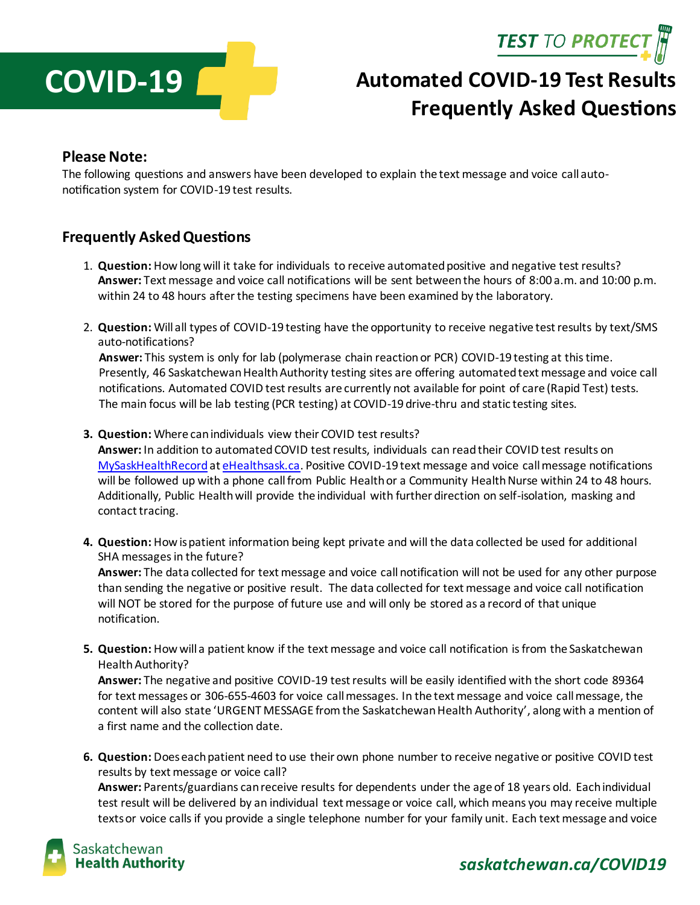# COVID-19

**TEST TO PROTECT**

# Automated COVID-19 Test Results Frequently Asked Questions

### Please Note:

The following questions and answers have been developed to explain the text message and voice call auto-notification system for COVID-19 test results.

## Frequently Asked Questions

1. **Question:** How long will it take for individuals to receive automated positive and negative test results?
   **Answer:** Text message and voice call notifications will be sent between the hours of 8:00 a.m. and 10:00 p.m. within 24 to 48 hours after the testing specimens have been examined by the laboratory.

2. **Question:** Will all types of COVID-19 testing have the opportunity to receive negative test results by text/SMS auto-notifications?
   **Answer:** This system is only for lab (polymerase chain reaction or PCR) COVID-19 testing at this time. Presently, 46 Saskatchewan Health Authority testing sites are offering automated text message and voice call notifications. Automated COVID test results are currently not available for point of care (Rapid Test) tests. The main focus will be lab testing (PCR testing) at COVID-19 drive-thru and static testing sites.

3. **Question:** Where can individuals view their COVID test results?
   **Answer:** In addition to automated COVID test results, individuals can read their COVID test results on MySaskHealthRecord at eHealthsask.ca. Positive COVID-19 text message and voice call message notifications will be followed up with a phone call from Public Health or a Community Health Nurse within 24 to 48 hours. Additionally, Public Health will provide the individual with further direction on self-isolation, masking and contact tracing.

4. **Question:** How is patient information being kept private and will the data collected be used for additional SHA messages in the future?
   **Answer:** The data collected for text message and voice call notification will not be used for any other purpose than sending the negative or positive result. The data collected for text message and voice call notification will NOT be stored for the purpose of future use and will only be stored as a record of that unique notification.

5. **Question:** How will a patient know if the text message and voice call notification is from the Saskatchewan Health Authority?
   **Answer:** The negative and positive COVID-19 test results will be easily identified with the short code 89364 for text messages or 306-655-4603 for voice call messages. In the text message and voice call message, the content will also state 'URGENT MESSAGE from the Saskatchewan Health Authority', along with a mention of a first name and the collection date.

6. **Question:** Does each patient need to use their own phone number to receive negative or positive COVID test results by text message or voice call?
   **Answer:** Parents/guardians can receive results for dependents under the age of 18 years old. Each individual test result will be delivered by an individual text message or voice call, which means you may receive multiple texts or voice calls if you provide a single telephone number for your family unit. Each text message and voice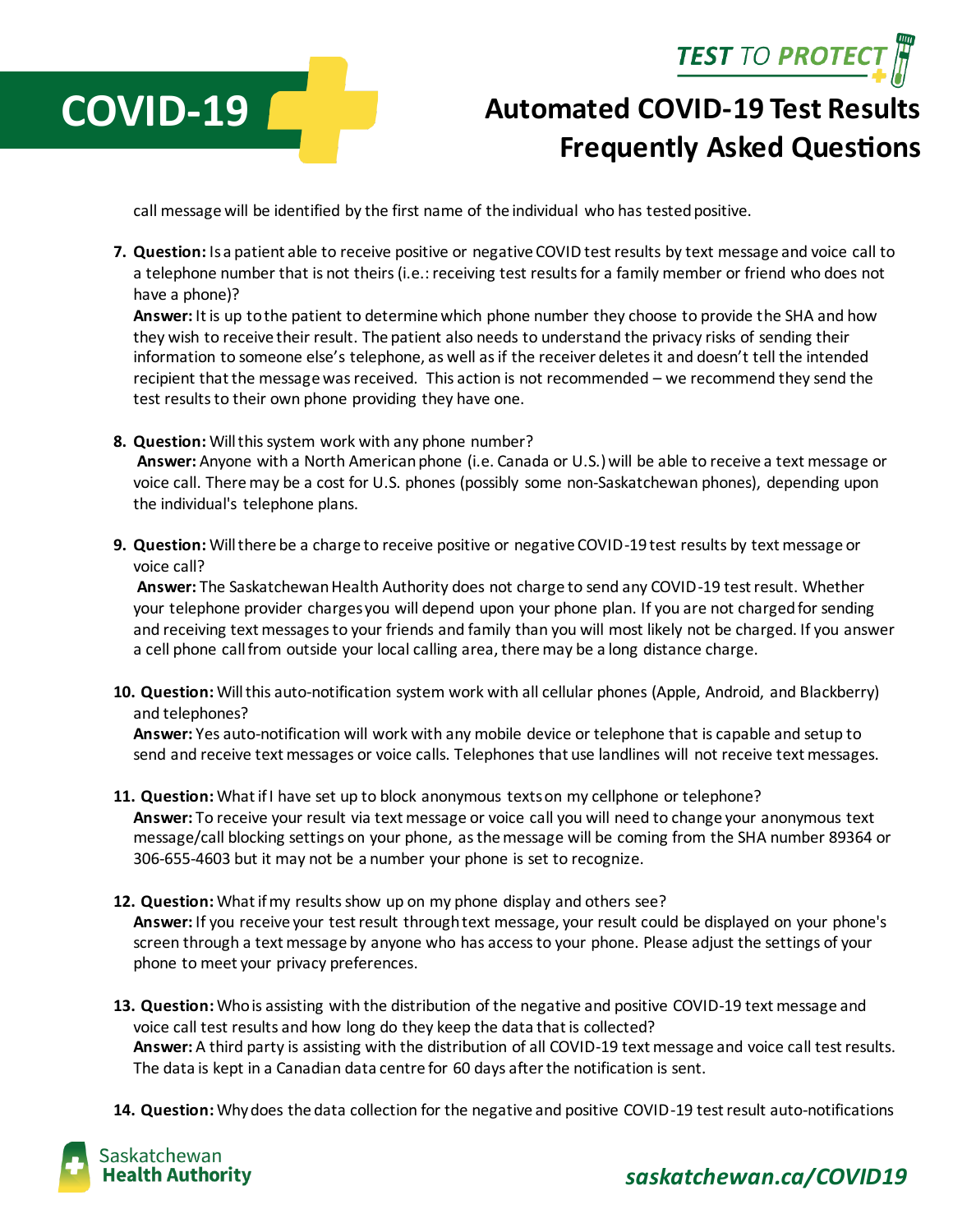call message will be identified by the first name of the individual who has tested positive.

7. **Question:** Is a patient able to receive positive or negative COVID test results by text message and voice call to a telephone number that is not theirs (i.e.: receiving test results for a family member or friend who does not have a phone)?
   **Answer:** It is up to the patient to determine which phone number they choose to provide the SHA and how they wish to receive their result. The patient also needs to understand the privacy risks of sending their information to someone else's telephone, as well as if the receiver deletes it and doesn't tell the intended recipient that the message was received. This action is not recommended – we recommend they send the test results to their own phone providing they have one.

8. **Question:** Will this system work with any phone number?
   **Answer:** Anyone with a North American phone (i.e. Canada or U.S.) will be able to receive a text message or voice call. There may be a cost for U.S. phones (possibly some non-Saskatchewan phones), depending upon the individual's telephone plans.

9. **Question:** Will there be a charge to receive positive or negative COVID-19 test results by text message or voice call?
   **Answer:** The Saskatchewan Health Authority does not charge to send any COVID-19 test result. Whether your telephone provider charges you will depend upon your phone plan. If you are not charged for sending and receiving text messages to your friends and family than you will most likely not be charged. If you answer a cell phone call from outside your local calling area, there may be a long distance charge.

10. **Question:** Will this auto-notification system work with all cellular phones (Apple, Android, and Blackberry) and telephones?
    **Answer:** Yes auto-notification will work with any mobile device or telephone that is capable and setup to send and receive text messages or voice calls. Telephones that use landlines will not receive text messages.

11. **Question:** What if I have set up to block anonymous texts on my cellphone or telephone?
    **Answer:** To receive your result via text message or voice call you will need to change your anonymous text message/call blocking settings on your phone, as the message will be coming from the SHA number 89364 or 306-655-4603 but it may not be a number your phone is set to recognize.

12. **Question:** What if my results show up on my phone display and others see?
    **Answer:** If you receive your test result through text message, your result could be displayed on your phone's screen through a text message by anyone who has access to your phone. Please adjust the settings of your phone to meet your privacy preferences.

13. **Question:** Who is assisting with the distribution of the negative and positive COVID-19 text message and voice call test results and how long do they keep the data that is collected?
    **Answer:** A third party is assisting with the distribution of all COVID-19 text message and voice call test results. The data is kept in a Canadian data centre for 60 days after the notification is sent.

14. **Question:** Why does the data collection for the negative and positive COVID-19 test result auto-notifications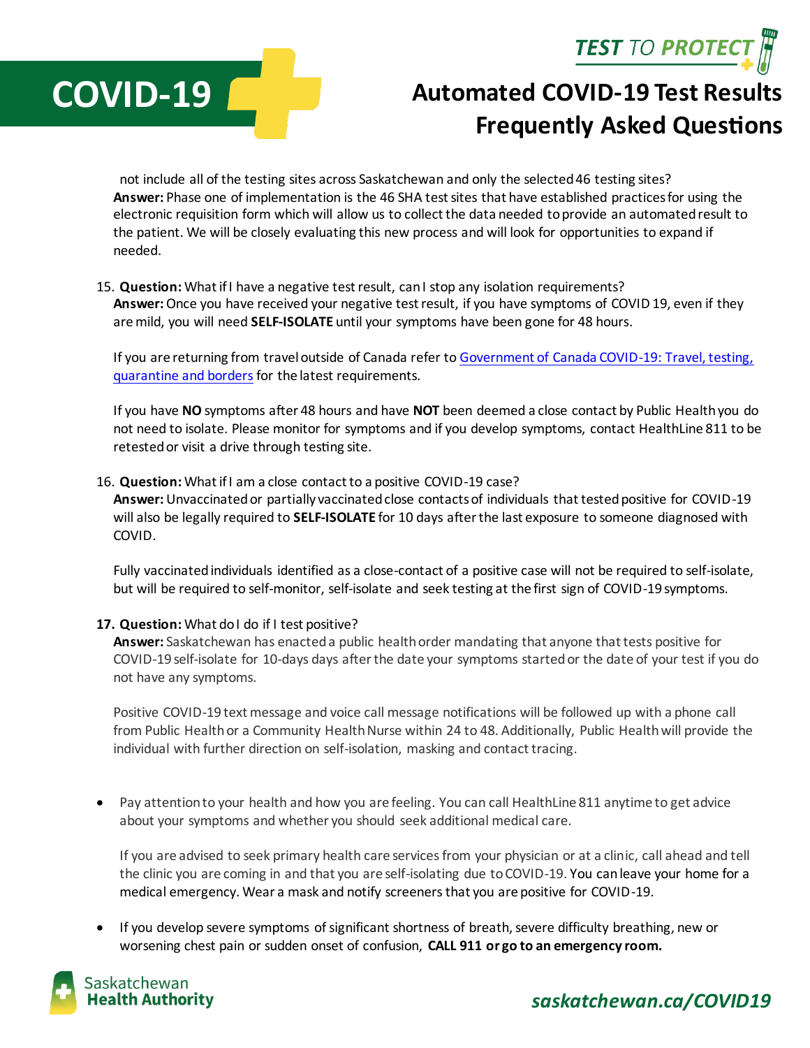not include all of the testing sites across Saskatchewan and only the selected 46 testing sites?
**Answer:** Phase one of implementation is the 46 SHA test sites that have established practices for using the electronic requisition form which will allow us to collect the data needed to provide an automated result to the patient. We will be closely evaluating this new process and will look for opportunities to expand if needed.

15. **Question:** What if I have a negative test result, can I stop any isolation requirements?
**Answer:** Once you have received your negative test result, if you have symptoms of COVID 19, even if they are mild, you will need **SELF-ISOLATE** until your symptoms have been gone for 48 hours.

    If you are returning from travel outside of Canada refer to [Government of Canada COVID-19: Travel, testing, quarantine and borders]() for the latest requirements.

    If you have **NO** symptoms after 48 hours and have **NOT** been deemed a close contact by Public Health you do not need to isolate. Please monitor for symptoms and if you develop symptoms, contact HealthLine 811 to be retested or visit a drive through testing site.

16. **Question:** What if I am a close contact to a positive COVID-19 case?
**Answer:** Unvaccinated or partially vaccinated close contacts of individuals that tested positive for COVID-19 will also be legally required to **SELF-ISOLATE** for 10 days after the last exposure to someone diagnosed with COVID.

    Fully vaccinated individuals identified as a close-contact of a positive case will not be required to self-isolate, but will be required to self-monitor, self-isolate and seek testing at the first sign of COVID-19 symptoms.

17. **Question:** What do I do if I test positive?
**Answer:** Saskatchewan has enacted a public health order mandating that anyone that tests positive for COVID-19 self-isolate for 10-days days after the date your symptoms started or the date of your test if you do not have any symptoms.

    Positive COVID-19 text message and voice call message notifications will be followed up with a phone call from Public Health or a Community Health Nurse within 24 to 48. Additionally, Public Health will provide the individual with further direction on self-isolation, masking and contact tracing.

- Pay attention to your health and how you are feeling. You can call HealthLine 811 anytime to get advice about your symptoms and whether you should seek additional medical care.

  If you are advised to seek primary health care services from your physician or at a clinic, call ahead and tell the clinic you are coming in and that you are self-isolating due to COVID-19. You can leave your home for a medical emergency. Wear a mask and notify screeners that you are positive for COVID-19.

- If you develop severe symptoms of significant shortness of breath, severe difficulty breathing, new or worsening chest pain or sudden onset of confusion, **CALL 911 or go to an emergency room.**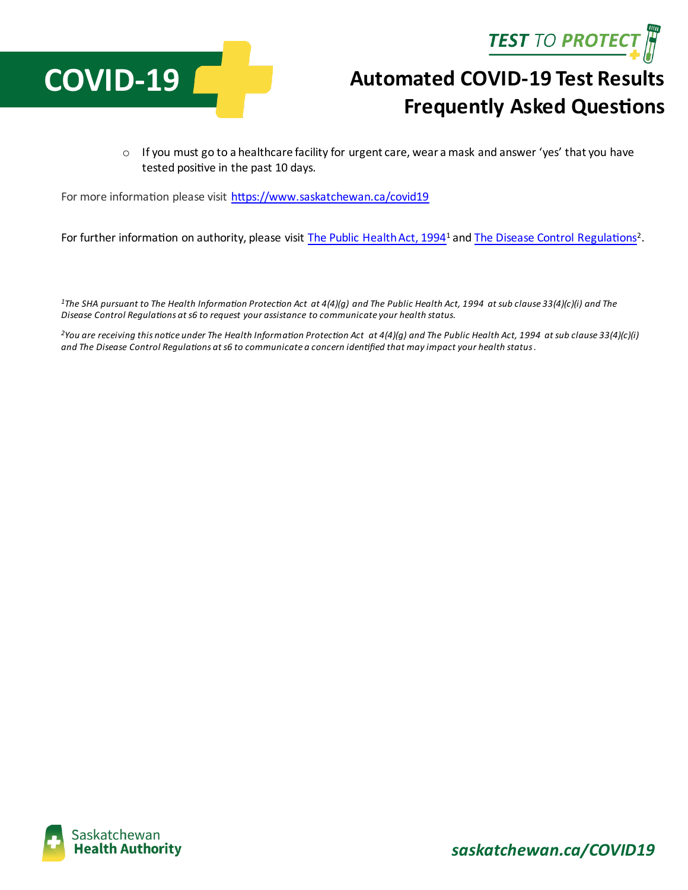- If you must go to a healthcare facility for urgent care, wear a mask and answer 'yes' that you have tested positive in the past 10 days.

For more information please visit https://www.saskatchewan.ca/covid19

For further information on authority, please visit The Public Health Act, 1994[1] and The Disease Control Regulations[2].

*[1]The SHA pursuant to The Health Information Protection Act at 4(4)(g) and The Public Health Act, 1994 at sub clause 33(4)(c)(i) and The Disease Control Regulations at s6 to request your assistance to communicate your health status.*

*[2]You are receiving this notice under The Health Information Protection Act at 4(4)(g) and The Public Health Act, 1994 at sub clause 33(4)(c)(i) and The Disease Control Regulations at s6 to communicate a concern identified that may impact your health status.*